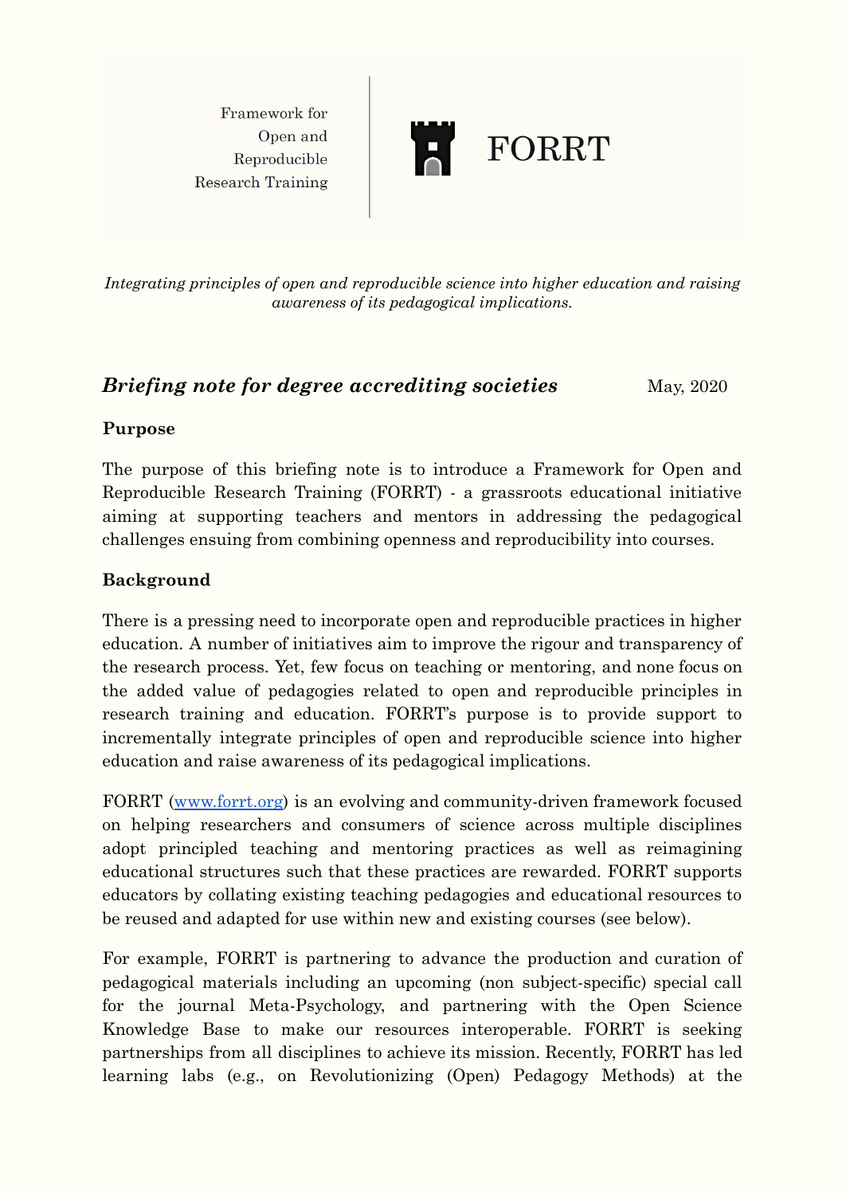Framework for Open and Reproducible Research Training

# FORRT

*Integrating principles of open and reproducible science into higher education and raising awareness of its pedagogical implications.*

## *Briefing note for degree accrediting societies*

May, 2020

### Purpose

The purpose of this briefing note is to introduce a Framework for Open and Reproducible Research Training (FORRT) - a grassroots educational initiative aiming at supporting teachers and mentors in addressing the pedagogical challenges ensuing from combining openness and reproducibility into courses.

### Background

There is a pressing need to incorporate open and reproducible practices in higher education. A number of initiatives aim to improve the rigour and transparency of the research process. Yet, few focus on teaching or mentoring, and none focus on the added value of pedagogies related to open and reproducible principles in research training and education. FORRT's purpose is to provide support to incrementally integrate principles of open and reproducible science into higher education and raise awareness of its pedagogical implications.

FORRT ([www.forrt.org](http://www.forrt.org)) is an evolving and community-driven framework focused on helping researchers and consumers of science across multiple disciplines adopt principled teaching and mentoring practices as well as reimagining educational structures such that these practices are rewarded. FORRT supports educators by collating existing teaching pedagogies and educational resources to be reused and adapted for use within new and existing courses (see below).

For example, FORRT is partnering to advance the production and curation of pedagogical materials including an upcoming (non subject-specific) special call for the journal Meta-Psychology, and partnering with the Open Science Knowledge Base to make our resources interoperable. FORRT is seeking partnerships from all disciplines to achieve its mission. Recently, FORRT has led learning labs (e.g., on Revolutionizing (Open) Pedagogy Methods) at the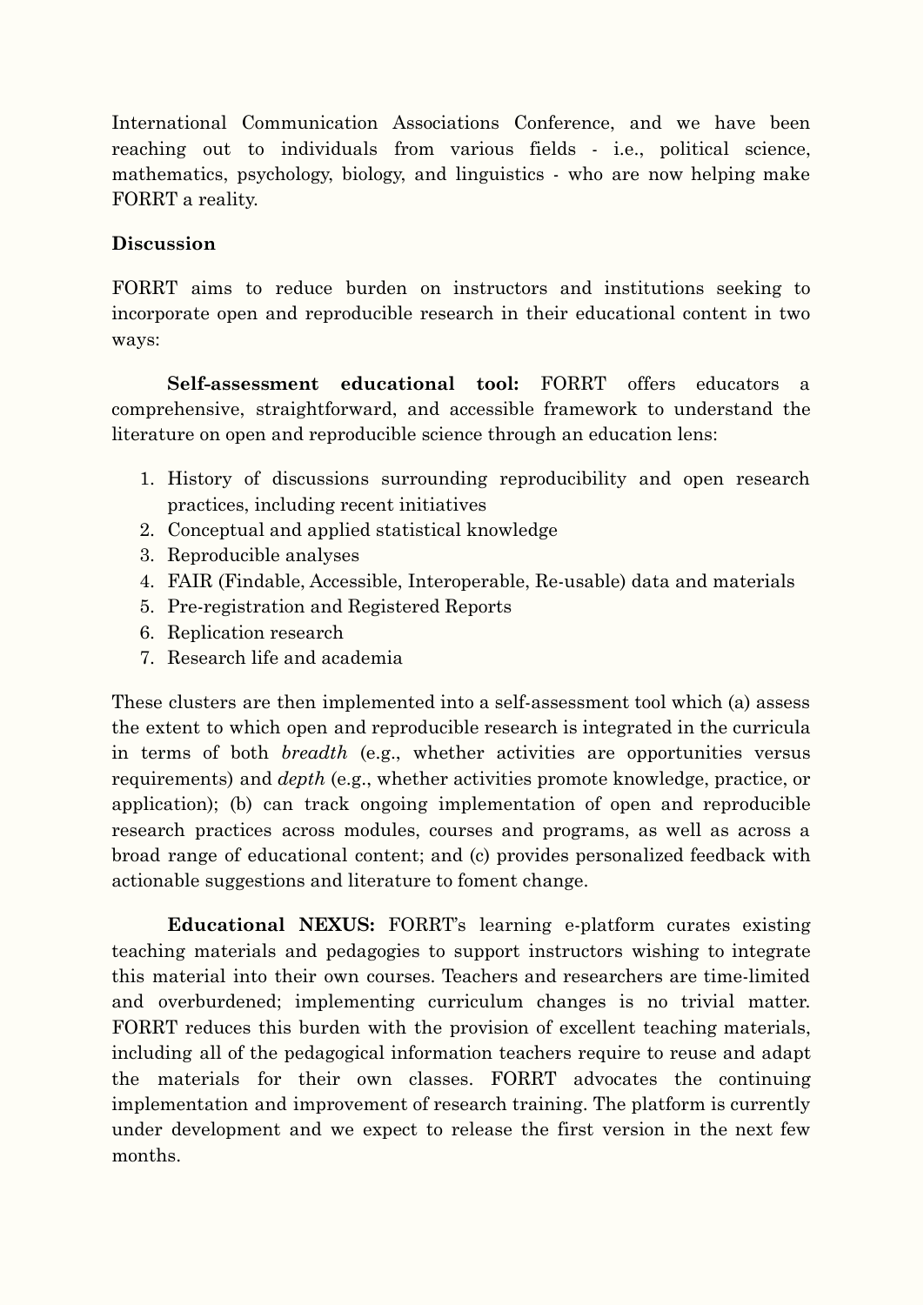International Communication Associations Conference, and we have been reaching out to individuals from various fields - i.e., political science, mathematics, psychology, biology, and linguistics - who are now helping make FORRT a reality.

**Discussion**

FORRT aims to reduce burden on instructors and institutions seeking to incorporate open and reproducible research in their educational content in two ways:

**Self-assessment educational tool:** FORRT offers educators a comprehensive, straightforward, and accessible framework to understand the literature on open and reproducible science through an education lens:

1. History of discussions surrounding reproducibility and open research practices, including recent initiatives
2. Conceptual and applied statistical knowledge
3. Reproducible analyses
4. FAIR (Findable, Accessible, Interoperable, Re-usable) data and materials
5. Pre-registration and Registered Reports
6. Replication research
7. Research life and academia

These clusters are then implemented into a self-assessment tool which (a) assess the extent to which open and reproducible research is integrated in the curricula in terms of both *breadth* (e.g., whether activities are opportunities versus requirements) and *depth* (e.g., whether activities promote knowledge, practice, or application); (b) can track ongoing implementation of open and reproducible research practices across modules, courses and programs, as well as across a broad range of educational content; and (c) provides personalized feedback with actionable suggestions and literature to foment change.

**Educational NEXUS:** FORRT's learning e-platform curates existing teaching materials and pedagogies to support instructors wishing to integrate this material into their own courses. Teachers and researchers are time-limited and overburdened; implementing curriculum changes is no trivial matter. FORRT reduces this burden with the provision of excellent teaching materials, including all of the pedagogical information teachers require to reuse and adapt the materials for their own classes. FORRT advocates the continuing implementation and improvement of research training. The platform is currently under development and we expect to release the first version in the next few months.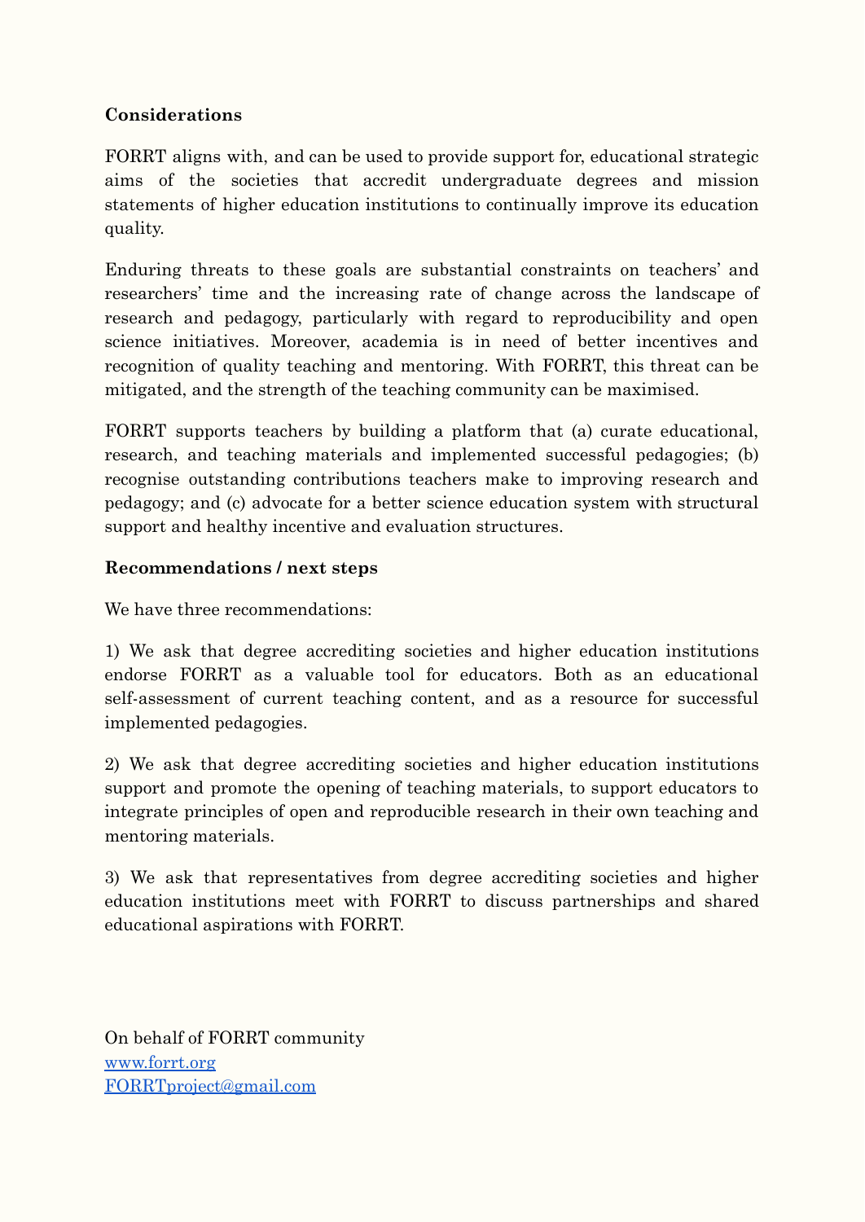**Considerations**

FORRT aligns with, and can be used to provide support for, educational strategic aims of the societies that accredit undergraduate degrees and mission statements of higher education institutions to continually improve its education quality.

Enduring threats to these goals are substantial constraints on teachers' and researchers' time and the increasing rate of change across the landscape of research and pedagogy, particularly with regard to reproducibility and open science initiatives. Moreover, academia is in need of better incentives and recognition of quality teaching and mentoring. With FORRT, this threat can be mitigated, and the strength of the teaching community can be maximised.

FORRT supports teachers by building a platform that (a) curate educational, research, and teaching materials and implemented successful pedagogies; (b) recognise outstanding contributions teachers make to improving research and pedagogy; and (c) advocate for a better science education system with structural support and healthy incentive and evaluation structures.

**Recommendations / next steps**

We have three recommendations:

1) We ask that degree accrediting societies and higher education institutions endorse FORRT as a valuable tool for educators. Both as an educational self-assessment of current teaching content, and as a resource for successful implemented pedagogies.

2) We ask that degree accrediting societies and higher education institutions support and promote the opening of teaching materials, to support educators to integrate principles of open and reproducible research in their own teaching and mentoring materials.

3) We ask that representatives from degree accrediting societies and higher education institutions meet with FORRT to discuss partnerships and shared educational aspirations with FORRT.

On behalf of FORRT community
[www.forrt.org](http://www.forrt.org)
[FORRTproject@gmail.com](mailto:FORRTproject@gmail.com)